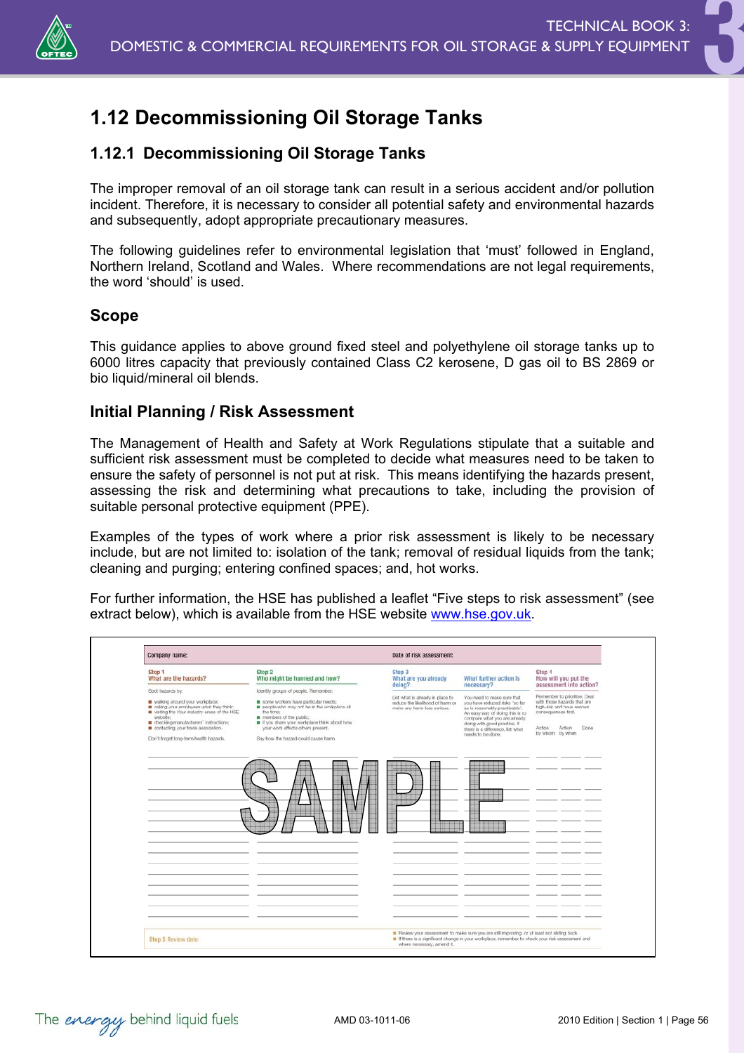# 1.12 Decommissioning Oil Storage Tanks

## 1.12.1 Decommissioning Oil Storage Tanks

The improper removal of an oil storage tank can result in a serious accident and/or pollution incident. Therefore, it is necessary to consider all potential safety and environmental hazards and subsequently, adopt appropriate precautionary measures.

The following guidelines refer to environmental legislation that 'must' followed in England, Northern Ireland, Scotland and Wales. Where recommendations are not legal requirements, the word 'should' is used.

### Scope

This guidance applies to above ground fixed steel and polyethylene oil storage tanks up to 6000 litres capacity that previously contained Class C2 kerosene, D gas oil to BS 2869 or bio liquid/mineral oil blends.

### Initial Planning / Risk Assessment

The Management of Health and Safety at Work Regulations stipulate that a suitable and sufficient risk assessment must be completed to decide what measures need to be taken to ensure the safety of personnel is not put at risk. This means identifying the hazards present, assessing the risk and determining what precautions to take, including the provision of suitable personal protective equipment (PPE).

Examples of the types of work where a prior risk assessment is likely to be necessary include, but are not limited to: isolation of the tank; removal of residual liquids from the tank; cleaning and purging; entering confined spaces; and, hot works.

For further information, the HSE has published a leaflet "Five steps to risk assessment" (see extract below), which is available from the HSE website www.hse.gov.uk.

| Company name: | | Date of risk assessment: | | |
|---|---|---|---|---|
| Step 1 What are the hazards? | Step 2 Who might be harmed and how? | Step 3 What are you already doing? | What further action is necessary? | Step 4 How will you put the assessment into action? |
| Spot hazards by: walking around your workplace; asking your employees what they think; visiting the Your industry areas of the HSE website; checking manufacturers' instructions; contacting your trade association. Don't forget long-term health hazards. | Identify groups of people. Remember: some workers have particular needs; people who may not be in the workplace all the time; members of the public; if you share your workplace think about how your work affects others present. Say how the hazard could cause harm. | List what is already in place to reduce the likelihood of harm or make any harm less serious. | You need to make sure that you have reduced risks 'so far as is reasonably practicable'. An easy way of doing this is to compare what you are already doing with good practice. If there is a difference, list what needs to be done. | Remember to prioritise. Deal with those hazards that are high-risk and have serious consequences first. Action by whom / Action by when / Done |
| | | | | |

Step 5 Review date:

- Review your assessment to make sure you are still improving, or at least not sliding back.
- If there is a significant change in your workplace, remember to check your risk assessment and where necessary, amend it.

SAMPLE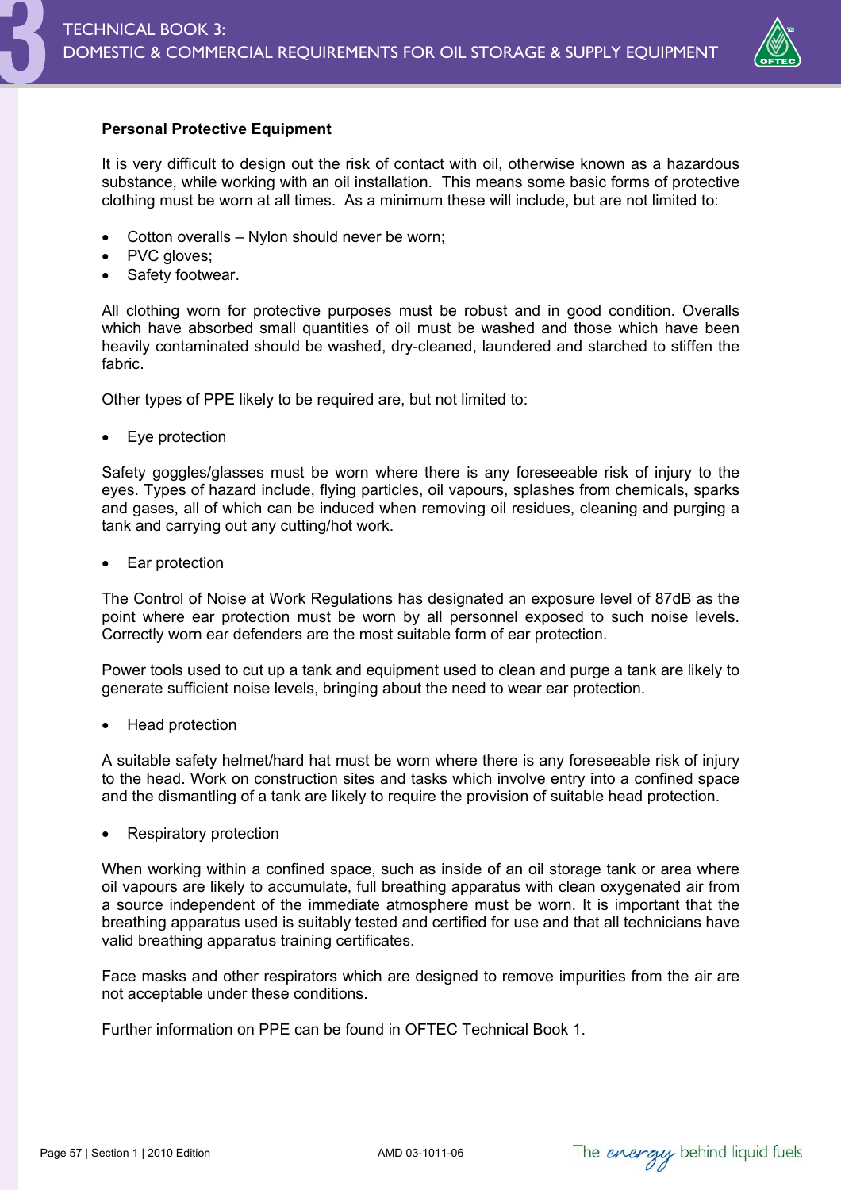**Personal Protective Equipment**

It is very difficult to design out the risk of contact with oil, otherwise known as a hazardous substance, while working with an oil installation. This means some basic forms of protective clothing must be worn at all times. As a minimum these will include, but are not limited to:

- Cotton overalls – Nylon should never be worn;
- PVC gloves;
- Safety footwear.

All clothing worn for protective purposes must be robust and in good condition. Overalls which have absorbed small quantities of oil must be washed and those which have been heavily contaminated should be washed, dry-cleaned, laundered and starched to stiffen the fabric.

Other types of PPE likely to be required are, but not limited to:

- Eye protection

Safety goggles/glasses must be worn where there is any foreseeable risk of injury to the eyes. Types of hazard include, flying particles, oil vapours, splashes from chemicals, sparks and gases, all of which can be induced when removing oil residues, cleaning and purging a tank and carrying out any cutting/hot work.

- Ear protection

The Control of Noise at Work Regulations has designated an exposure level of 87dB as the point where ear protection must be worn by all personnel exposed to such noise levels. Correctly worn ear defenders are the most suitable form of ear protection.

Power tools used to cut up a tank and equipment used to clean and purge a tank are likely to generate sufficient noise levels, bringing about the need to wear ear protection.

- Head protection

A suitable safety helmet/hard hat must be worn where there is any foreseeable risk of injury to the head. Work on construction sites and tasks which involve entry into a confined space and the dismantling of a tank are likely to require the provision of suitable head protection.

- Respiratory protection

When working within a confined space, such as inside of an oil storage tank or area where oil vapours are likely to accumulate, full breathing apparatus with clean oxygenated air from a source independent of the immediate atmosphere must be worn. It is important that the breathing apparatus used is suitably tested and certified for use and that all technicians have valid breathing apparatus training certificates.

Face masks and other respirators which are designed to remove impurities from the air are not acceptable under these conditions.

Further information on PPE can be found in OFTEC Technical Book 1.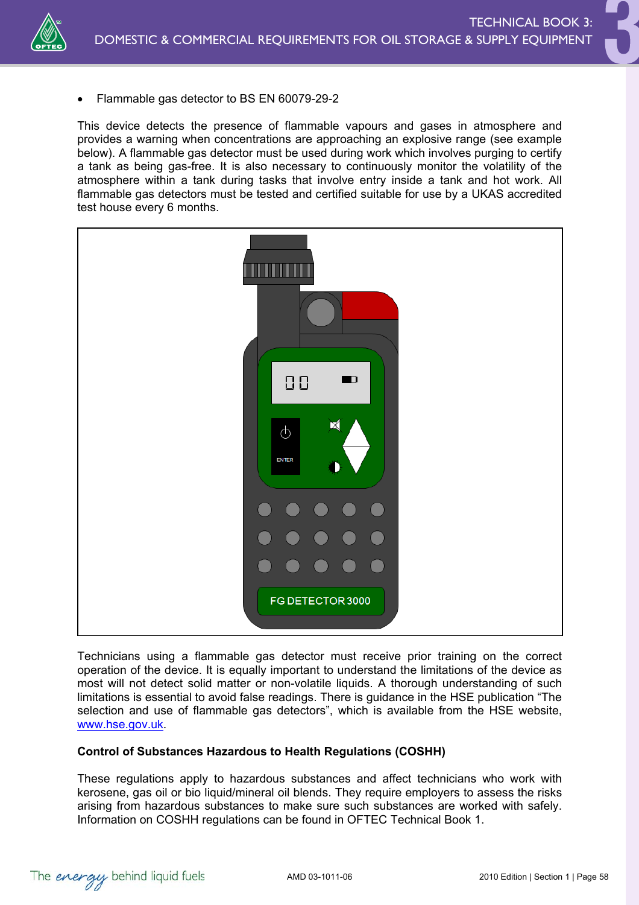- Flammable gas detector to BS EN 60079-29-2

This device detects the presence of flammable vapours and gases in atmosphere and provides a warning when concentrations are approaching an explosive range (see example below). A flammable gas detector must be used during work which involves purging to certify a tank as being gas-free. It is also necessary to continuously monitor the volatility of the atmosphere within a tank during tasks that involve entry inside a tank and hot work. All flammable gas detectors must be tested and certified suitable for use by a UKAS accredited test house every 6 months.

Technicians using a flammable gas detector must receive prior training on the correct operation of the device. It is equally important to understand the limitations of the device as most will not detect solid matter or non-volatile liquids. A thorough understanding of such limitations is essential to avoid false readings. There is guidance in the HSE publication “The selection and use of flammable gas detectors”, which is available from the HSE website, www.hse.gov.uk.

**Control of Substances Hazardous to Health Regulations (COSHH)**

These regulations apply to hazardous substances and affect technicians who work with kerosene, gas oil or bio liquid/mineral oil blends. They require employers to assess the risks arising from hazardous substances to make sure such substances are worked with safely. Information on COSHH regulations can be found in OFTEC Technical Book 1.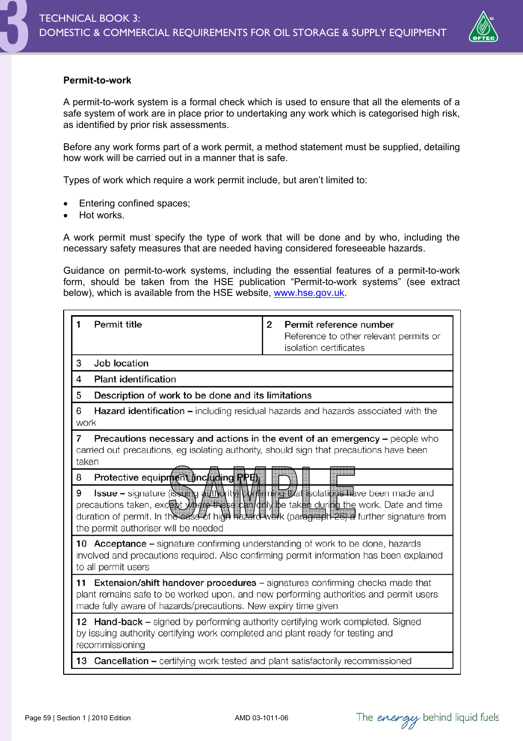**Permit-to-work**

A permit-to-work system is a formal check which is used to ensure that all the elements of a safe system of work are in place prior to undertaking any work which is categorised high risk, as identified by prior risk assessments.

Before any work forms part of a work permit, a method statement must be supplied, detailing how work will be carried out in a manner that is safe.

Types of work which require a work permit include, but aren't limited to:

- Entering confined spaces;
- Hot works.

A work permit must specify the type of work that will be done and by who, including the necessary safety measures that are needed having considered foreseeable hazards.

Guidance on permit-to-work systems, including the essential features of a permit-to-work form, should be taken from the HSE publication "Permit-to-work systems" (see extract below), which is available from the HSE website, www.hse.gov.uk.

| 1 Permit title | 2 Permit reference number Reference to other relevant permits or isolation certificates |
|---|---|
| 3 Job location | |
| 4 Plant identification | |
| 5 Description of work to be done and its limitations | |
| 6 **Hazard identification** – including residual hazards and hazards associated with the work | |
| 7 **Precautions necessary and actions in the event of an emergency** – people who carried out precautions, eg isolating authority, should sign that precautions have been taken | |
| 8 Protective equipment (including PPE) | |
| 9 **Issue** – signature (issuing authority) confirming that isolations have been made and precautions taken, except where these can only be taken during the work. Date and time duration of permit. In the case of high hazard work (paragraph 26) a further signature from the permit authoriser will be needed | |
| 10 **Acceptance** – signature confirming understanding of work to be done, hazards involved and precautions required. Also confirming permit information has been explained to all permit users | |
| 11 **Extension/shift handover procedures** – signatures confirming checks made that plant remains safe to be worked upon, and new performing authorities and permit users made fully aware of hazards/precautions. New expiry time given | |
| 12 **Hand-back** – signed by performing authority certifying work completed. Signed by issuing authority certifying work completed and plant ready for testing and recommissioning | |
| 13 **Cancellation** – certifying work tested and plant satisfactorily recommissioned | |

SAMPLE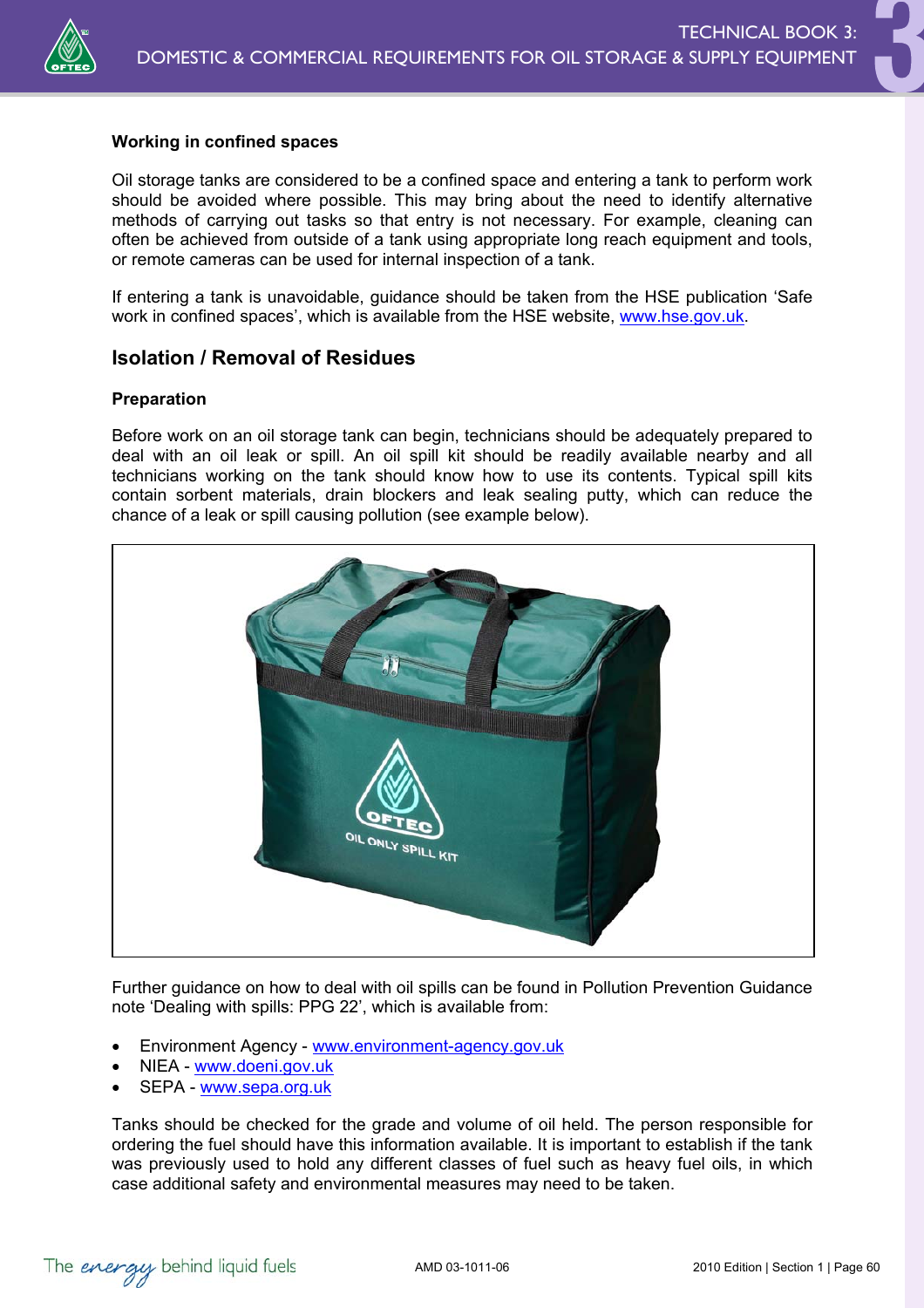### Working in confined spaces

Oil storage tanks are considered to be a confined space and entering a tank to perform work should be avoided where possible. This may bring about the need to identify alternative methods of carrying out tasks so that entry is not necessary. For example, cleaning can often be achieved from outside of a tank using appropriate long reach equipment and tools, or remote cameras can be used for internal inspection of a tank.

If entering a tank is unavoidable, guidance should be taken from the HSE publication 'Safe work in confined spaces', which is available from the HSE website, www.hse.gov.uk.

## Isolation / Removal of Residues

### Preparation

Before work on an oil storage tank can begin, technicians should be adequately prepared to deal with an oil leak or spill. An oil spill kit should be readily available nearby and all technicians working on the tank should know how to use its contents. Typical spill kits contain sorbent materials, drain blockers and leak sealing putty, which can reduce the chance of a leak or spill causing pollution (see example below).

Further guidance on how to deal with oil spills can be found in Pollution Prevention Guidance note 'Dealing with spills: PPG 22', which is available from:

- Environment Agency - www.environment-agency.gov.uk
- NIEA - www.doeni.gov.uk
- SEPA - www.sepa.org.uk

Tanks should be checked for the grade and volume of oil held. The person responsible for ordering the fuel should have this information available. It is important to establish if the tank was previously used to hold any different classes of fuel such as heavy fuel oils, in which case additional safety and environmental measures may need to be taken.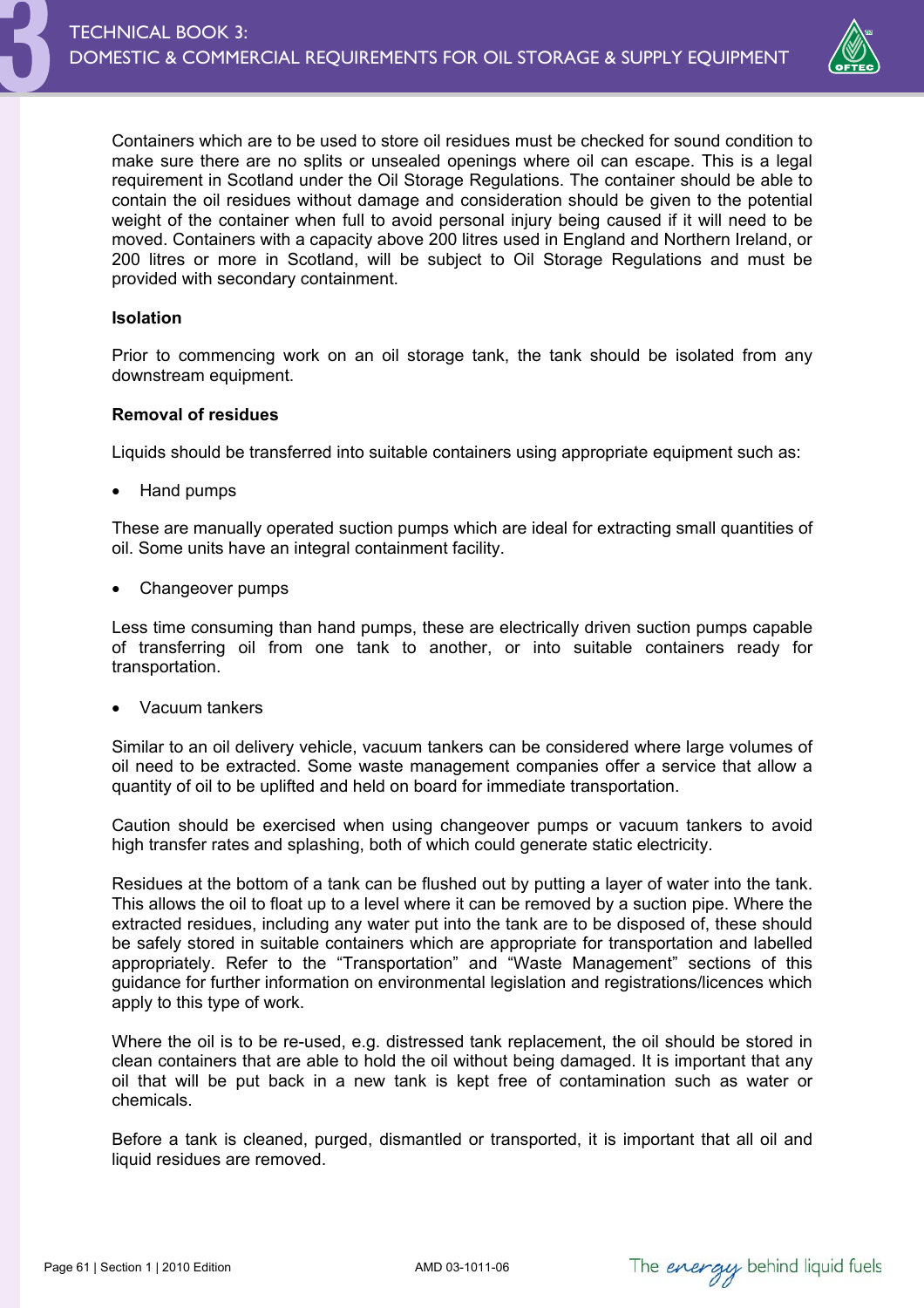Containers which are to be used to store oil residues must be checked for sound condition to make sure there are no splits or unsealed openings where oil can escape. This is a legal requirement in Scotland under the Oil Storage Regulations. The container should be able to contain the oil residues without damage and consideration should be given to the potential weight of the container when full to avoid personal injury being caused if it will need to be moved. Containers with a capacity above 200 litres used in England and Northern Ireland, or 200 litres or more in Scotland, will be subject to Oil Storage Regulations and must be provided with secondary containment.

**Isolation**

Prior to commencing work on an oil storage tank, the tank should be isolated from any downstream equipment.

**Removal of residues**

Liquids should be transferred into suitable containers using appropriate equipment such as:

- Hand pumps

These are manually operated suction pumps which are ideal for extracting small quantities of oil. Some units have an integral containment facility.

- Changeover pumps

Less time consuming than hand pumps, these are electrically driven suction pumps capable of transferring oil from one tank to another, or into suitable containers ready for transportation.

- Vacuum tankers

Similar to an oil delivery vehicle, vacuum tankers can be considered where large volumes of oil need to be extracted. Some waste management companies offer a service that allow a quantity of oil to be uplifted and held on board for immediate transportation.

Caution should be exercised when using changeover pumps or vacuum tankers to avoid high transfer rates and splashing, both of which could generate static electricity.

Residues at the bottom of a tank can be flushed out by putting a layer of water into the tank. This allows the oil to float up to a level where it can be removed by a suction pipe. Where the extracted residues, including any water put into the tank are to be disposed of, these should be safely stored in suitable containers which are appropriate for transportation and labelled appropriately. Refer to the "Transportation" and "Waste Management" sections of this guidance for further information on environmental legislation and registrations/licences which apply to this type of work.

Where the oil is to be re-used, e.g. distressed tank replacement, the oil should be stored in clean containers that are able to hold the oil without being damaged. It is important that any oil that will be put back in a new tank is kept free of contamination such as water or chemicals.

Before a tank is cleaned, purged, dismantled or transported, it is important that all oil and liquid residues are removed.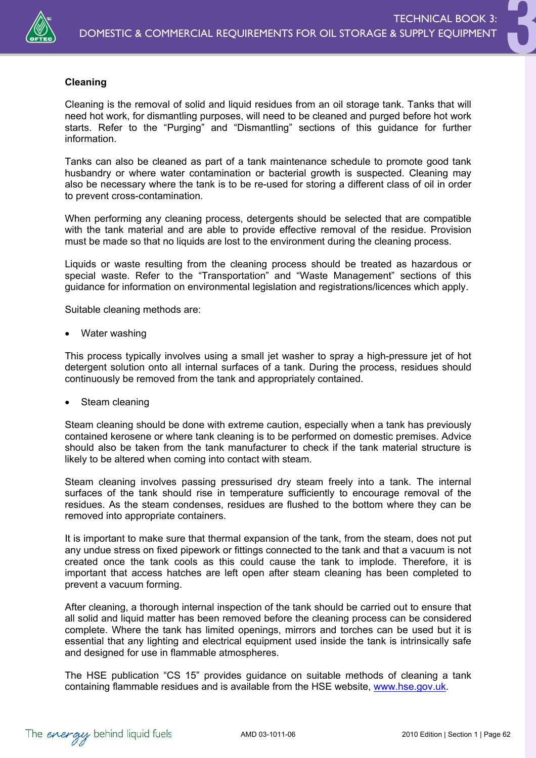## Cleaning

Cleaning is the removal of solid and liquid residues from an oil storage tank. Tanks that will need hot work, for dismantling purposes, will need to be cleaned and purged before hot work starts. Refer to the "Purging" and "Dismantling" sections of this guidance for further information.

Tanks can also be cleaned as part of a tank maintenance schedule to promote good tank husbandry or where water contamination or bacterial growth is suspected. Cleaning may also be necessary where the tank is to be re-used for storing a different class of oil in order to prevent cross-contamination.

When performing any cleaning process, detergents should be selected that are compatible with the tank material and are able to provide effective removal of the residue. Provision must be made so that no liquids are lost to the environment during the cleaning process.

Liquids or waste resulting from the cleaning process should be treated as hazardous or special waste. Refer to the "Transportation" and "Waste Management" sections of this guidance for information on environmental legislation and registrations/licences which apply.

Suitable cleaning methods are:

- Water washing

This process typically involves using a small jet washer to spray a high-pressure jet of hot detergent solution onto all internal surfaces of a tank. During the process, residues should continuously be removed from the tank and appropriately contained.

- Steam cleaning

Steam cleaning should be done with extreme caution, especially when a tank has previously contained kerosene or where tank cleaning is to be performed on domestic premises. Advice should also be taken from the tank manufacturer to check if the tank material structure is likely to be altered when coming into contact with steam.

Steam cleaning involves passing pressurised dry steam freely into a tank. The internal surfaces of the tank should rise in temperature sufficiently to encourage removal of the residues. As the steam condenses, residues are flushed to the bottom where they can be removed into appropriate containers.

It is important to make sure that thermal expansion of the tank, from the steam, does not put any undue stress on fixed pipework or fittings connected to the tank and that a vacuum is not created once the tank cools as this could cause the tank to implode. Therefore, it is important that access hatches are left open after steam cleaning has been completed to prevent a vacuum forming.

After cleaning, a thorough internal inspection of the tank should be carried out to ensure that all solid and liquid matter has been removed before the cleaning process can be considered complete. Where the tank has limited openings, mirrors and torches can be used but it is essential that any lighting and electrical equipment used inside the tank is intrinsically safe and designed for use in flammable atmospheres.

The HSE publication "CS 15" provides guidance on suitable methods of cleaning a tank containing flammable residues and is available from the HSE website, www.hse.gov.uk.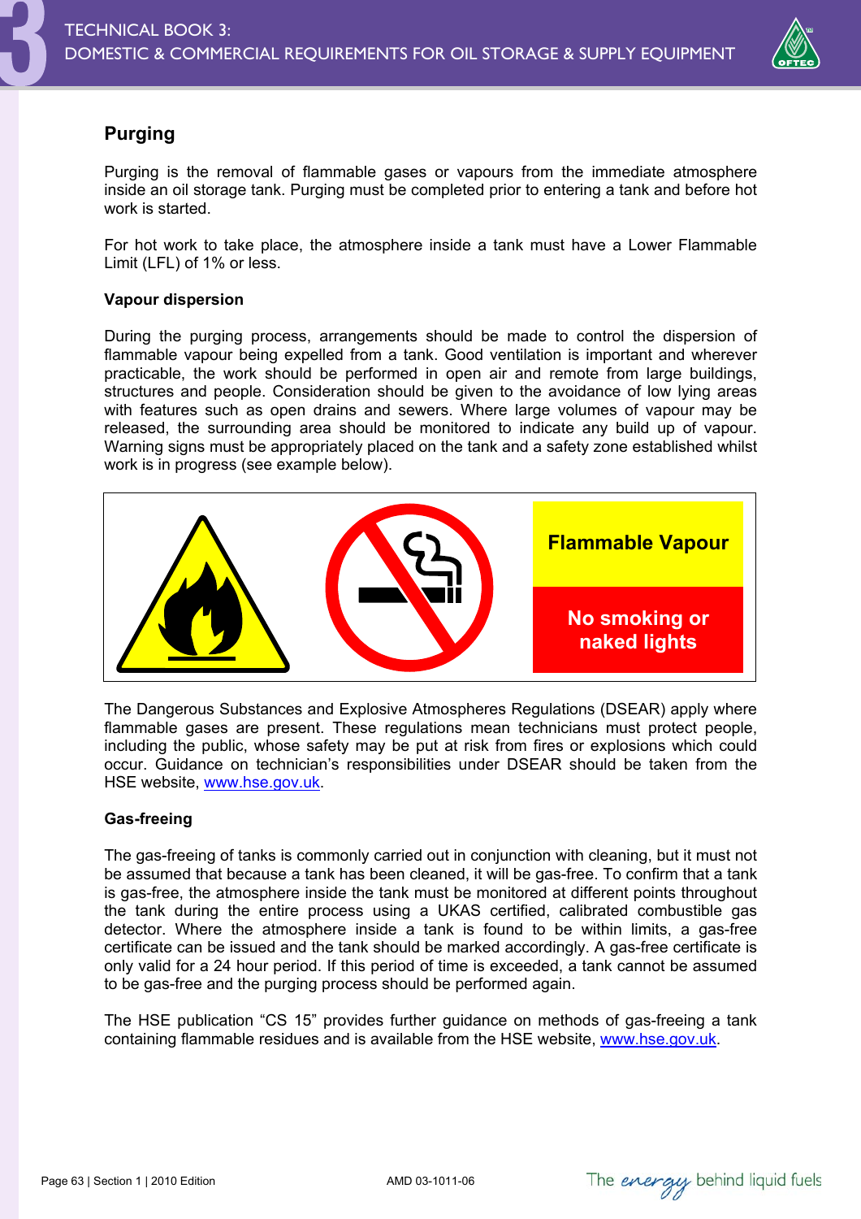## Purging

Purging is the removal of flammable gases or vapours from the immediate atmosphere inside an oil storage tank. Purging must be completed prior to entering a tank and before hot work is started.

For hot work to take place, the atmosphere inside a tank must have a Lower Flammable Limit (LFL) of 1% or less.

### Vapour dispersion

During the purging process, arrangements should be made to control the dispersion of flammable vapour being expelled from a tank. Good ventilation is important and wherever practicable, the work should be performed in open air and remote from large buildings, structures and people. Consideration should be given to the avoidance of low lying areas with features such as open drains and sewers. Where large volumes of vapour may be released, the surrounding area should be monitored to indicate any build up of vapour. Warning signs must be appropriately placed on the tank and a safety zone established whilst work is in progress (see example below).

**Flammable Vapour**

**No smoking or naked lights**

The Dangerous Substances and Explosive Atmospheres Regulations (DSEAR) apply where flammable gases are present. These regulations mean technicians must protect people, including the public, whose safety may be put at risk from fires or explosions which could occur. Guidance on technician's responsibilities under DSEAR should be taken from the HSE website, www.hse.gov.uk.

### Gas-freeing

The gas-freeing of tanks is commonly carried out in conjunction with cleaning, but it must not be assumed that because a tank has been cleaned, it will be gas-free. To confirm that a tank is gas-free, the atmosphere inside the tank must be monitored at different points throughout the tank during the entire process using a UKAS certified, calibrated combustible gas detector. Where the atmosphere inside a tank is found to be within limits, a gas-free certificate can be issued and the tank should be marked accordingly. A gas-free certificate is only valid for a 24 hour period. If this period of time is exceeded, a tank cannot be assumed to be gas-free and the purging process should be performed again.

The HSE publication "CS 15" provides further guidance on methods of gas-freeing a tank containing flammable residues and is available from the HSE website, www.hse.gov.uk.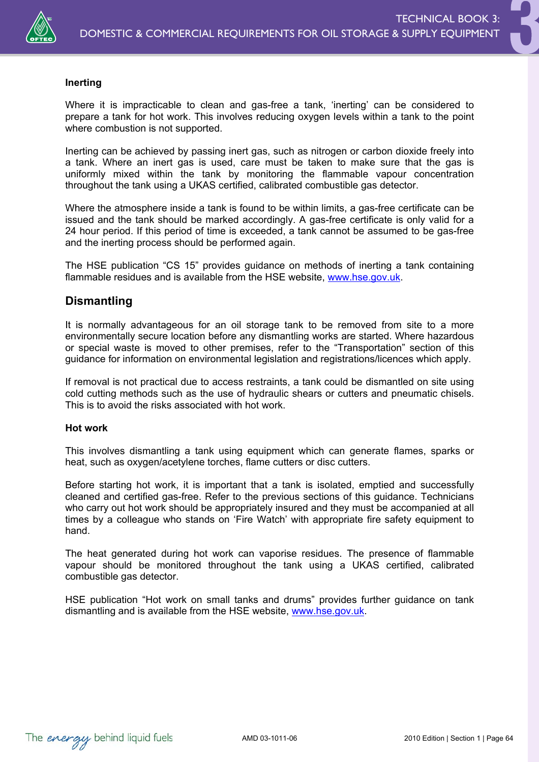**Inerting**

Where it is impracticable to clean and gas-free a tank, 'inerting' can be considered to prepare a tank for hot work. This involves reducing oxygen levels within a tank to the point where combustion is not supported.

Inerting can be achieved by passing inert gas, such as nitrogen or carbon dioxide freely into a tank. Where an inert gas is used, care must be taken to make sure that the gas is uniformly mixed within the tank by monitoring the flammable vapour concentration throughout the tank using a UKAS certified, calibrated combustible gas detector.

Where the atmosphere inside a tank is found to be within limits, a gas-free certificate can be issued and the tank should be marked accordingly. A gas-free certificate is only valid for a 24 hour period. If this period of time is exceeded, a tank cannot be assumed to be gas-free and the inerting process should be performed again.

The HSE publication "CS 15" provides guidance on methods of inerting a tank containing flammable residues and is available from the HSE website, www.hse.gov.uk.

## Dismantling

It is normally advantageous for an oil storage tank to be removed from site to a more environmentally secure location before any dismantling works are started. Where hazardous or special waste is moved to other premises, refer to the "Transportation" section of this guidance for information on environmental legislation and registrations/licences which apply.

If removal is not practical due to access restraints, a tank could be dismantled on site using cold cutting methods such as the use of hydraulic shears or cutters and pneumatic chisels. This is to avoid the risks associated with hot work.

**Hot work**

This involves dismantling a tank using equipment which can generate flames, sparks or heat, such as oxygen/acetylene torches, flame cutters or disc cutters.

Before starting hot work, it is important that a tank is isolated, emptied and successfully cleaned and certified gas-free. Refer to the previous sections of this guidance. Technicians who carry out hot work should be appropriately insured and they must be accompanied at all times by a colleague who stands on 'Fire Watch' with appropriate fire safety equipment to hand.

The heat generated during hot work can vaporise residues. The presence of flammable vapour should be monitored throughout the tank using a UKAS certified, calibrated combustible gas detector.

HSE publication "Hot work on small tanks and drums" provides further guidance on tank dismantling and is available from the HSE website, www.hse.gov.uk.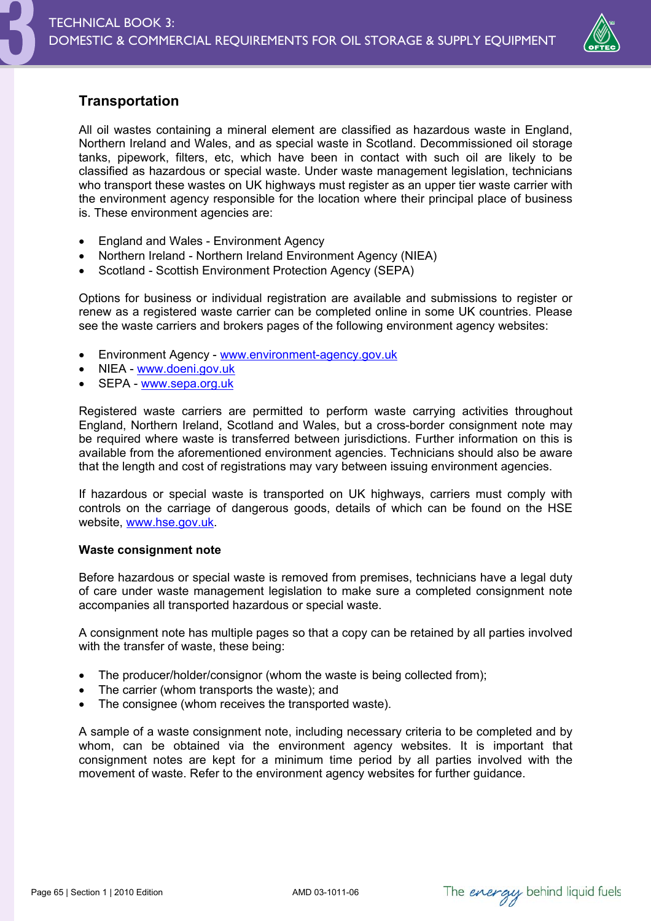## Transportation

All oil wastes containing a mineral element are classified as hazardous waste in England, Northern Ireland and Wales, and as special waste in Scotland. Decommissioned oil storage tanks, pipework, filters, etc, which have been in contact with such oil are likely to be classified as hazardous or special waste. Under waste management legislation, technicians who transport these wastes on UK highways must register as an upper tier waste carrier with the environment agency responsible for the location where their principal place of business is. These environment agencies are:

- England and Wales - Environment Agency
- Northern Ireland - Northern Ireland Environment Agency (NIEA)
- Scotland - Scottish Environment Protection Agency (SEPA)

Options for business or individual registration are available and submissions to register or renew as a registered waste carrier can be completed online in some UK countries. Please see the waste carriers and brokers pages of the following environment agency websites:

- Environment Agency - www.environment-agency.gov.uk
- NIEA - www.doeni.gov.uk
- SEPA - www.sepa.org.uk

Registered waste carriers are permitted to perform waste carrying activities throughout England, Northern Ireland, Scotland and Wales, but a cross-border consignment note may be required where waste is transferred between jurisdictions. Further information on this is available from the aforementioned environment agencies. Technicians should also be aware that the length and cost of registrations may vary between issuing environment agencies.

If hazardous or special waste is transported on UK highways, carriers must comply with controls on the carriage of dangerous goods, details of which can be found on the HSE website, www.hse.gov.uk.

### Waste consignment note

Before hazardous or special waste is removed from premises, technicians have a legal duty of care under waste management legislation to make sure a completed consignment note accompanies all transported hazardous or special waste.

A consignment note has multiple pages so that a copy can be retained by all parties involved with the transfer of waste, these being:

- The producer/holder/consignor (whom the waste is being collected from);
- The carrier (whom transports the waste); and
- The consignee (whom receives the transported waste).

A sample of a waste consignment note, including necessary criteria to be completed and by whom, can be obtained via the environment agency websites. It is important that consignment notes are kept for a minimum time period by all parties involved with the movement of waste. Refer to the environment agency websites for further guidance.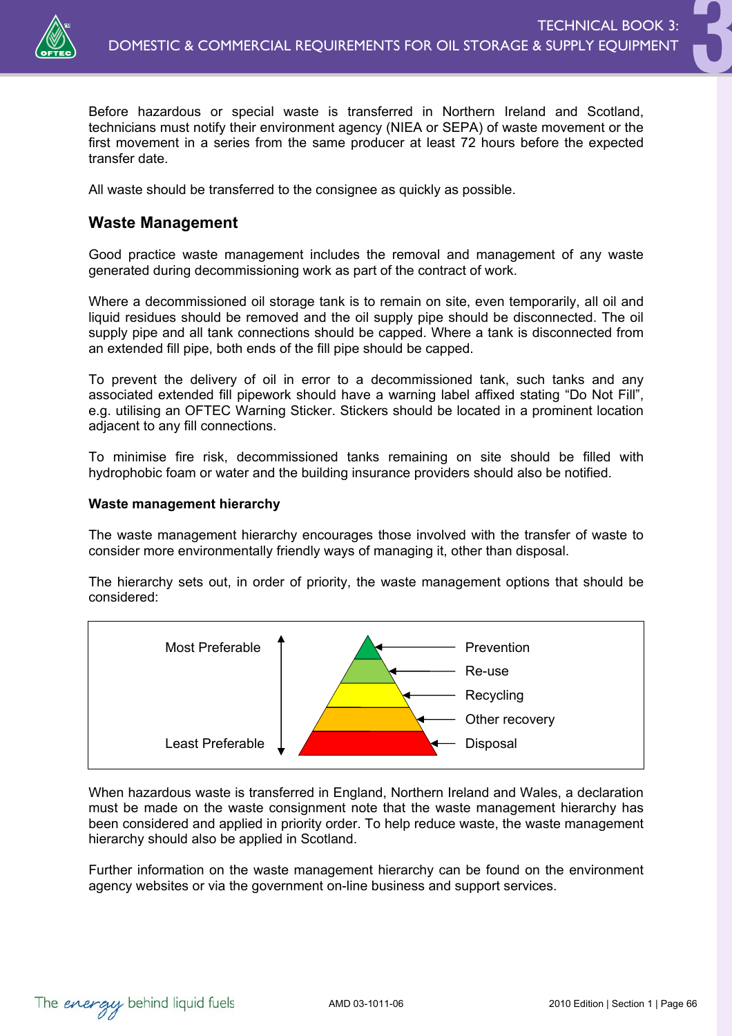Before hazardous or special waste is transferred in Northern Ireland and Scotland, technicians must notify their environment agency (NIEA or SEPA) of waste movement or the first movement in a series from the same producer at least 72 hours before the expected transfer date.

All waste should be transferred to the consignee as quickly as possible.

## Waste Management

Good practice waste management includes the removal and management of any waste generated during decommissioning work as part of the contract of work.

Where a decommissioned oil storage tank is to remain on site, even temporarily, all oil and liquid residues should be removed and the oil supply pipe should be disconnected. The oil supply pipe and all tank connections should be capped. Where a tank is disconnected from an extended fill pipe, both ends of the fill pipe should be capped.

To prevent the delivery of oil in error to a decommissioned tank, such tanks and any associated extended fill pipework should have a warning label affixed stating "Do Not Fill", e.g. utilising an OFTEC Warning Sticker. Stickers should be located in a prominent location adjacent to any fill connections.

To minimise fire risk, decommissioned tanks remaining on site should be filled with hydrophobic foam or water and the building insurance providers should also be notified.

**Waste management hierarchy**

The waste management hierarchy encourages those involved with the transfer of waste to consider more environmentally friendly ways of managing it, other than disposal.

The hierarchy sets out, in order of priority, the waste management options that should be considered:

Most Preferable

- Prevention
- Re-use
- Recycling
- Other recovery
- Disposal

Least Preferable

When hazardous waste is transferred in England, Northern Ireland and Wales, a declaration must be made on the waste consignment note that the waste management hierarchy has been considered and applied in priority order. To help reduce waste, the waste management hierarchy should also be applied in Scotland.

Further information on the waste management hierarchy can be found on the environment agency websites or via the government on-line business and support services.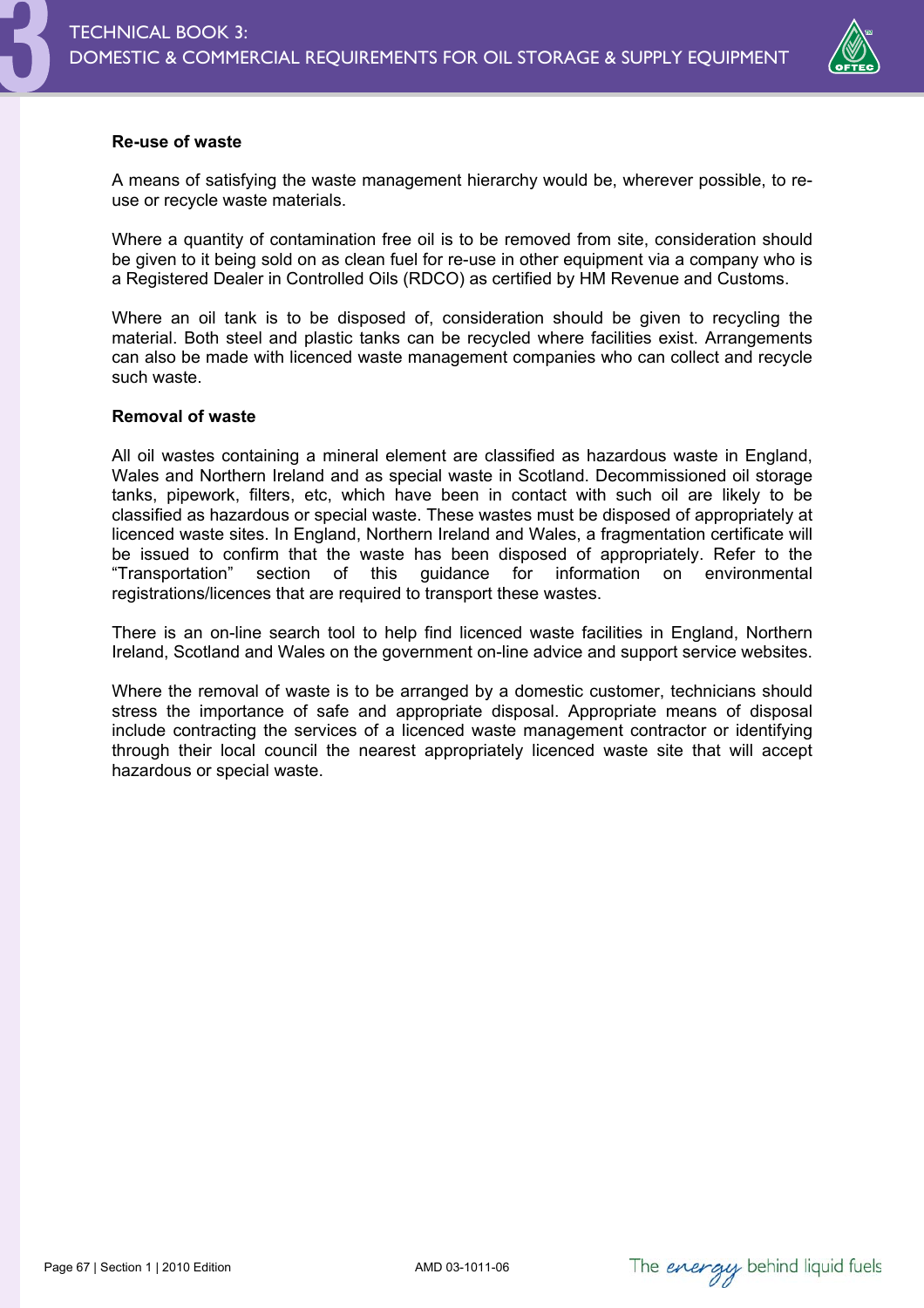**Re-use of waste**

A means of satisfying the waste management hierarchy would be, wherever possible, to re-use or recycle waste materials.

Where a quantity of contamination free oil is to be removed from site, consideration should be given to it being sold on as clean fuel for re-use in other equipment via a company who is a Registered Dealer in Controlled Oils (RDCO) as certified by HM Revenue and Customs.

Where an oil tank is to be disposed of, consideration should be given to recycling the material. Both steel and plastic tanks can be recycled where facilities exist. Arrangements can also be made with licenced waste management companies who can collect and recycle such waste.

**Removal of waste**

All oil wastes containing a mineral element are classified as hazardous waste in England, Wales and Northern Ireland and as special waste in Scotland. Decommissioned oil storage tanks, pipework, filters, etc, which have been in contact with such oil are likely to be classified as hazardous or special waste. These wastes must be disposed of appropriately at licenced waste sites. In England, Northern Ireland and Wales, a fragmentation certificate will be issued to confirm that the waste has been disposed of appropriately. Refer to the "Transportation" section of this guidance for information on environmental registrations/licences that are required to transport these wastes.

There is an on-line search tool to help find licenced waste facilities in England, Northern Ireland, Scotland and Wales on the government on-line advice and support service websites.

Where the removal of waste is to be arranged by a domestic customer, technicians should stress the importance of safe and appropriate disposal. Appropriate means of disposal include contracting the services of a licenced waste management contractor or identifying through their local council the nearest appropriately licenced waste site that will accept hazardous or special waste.